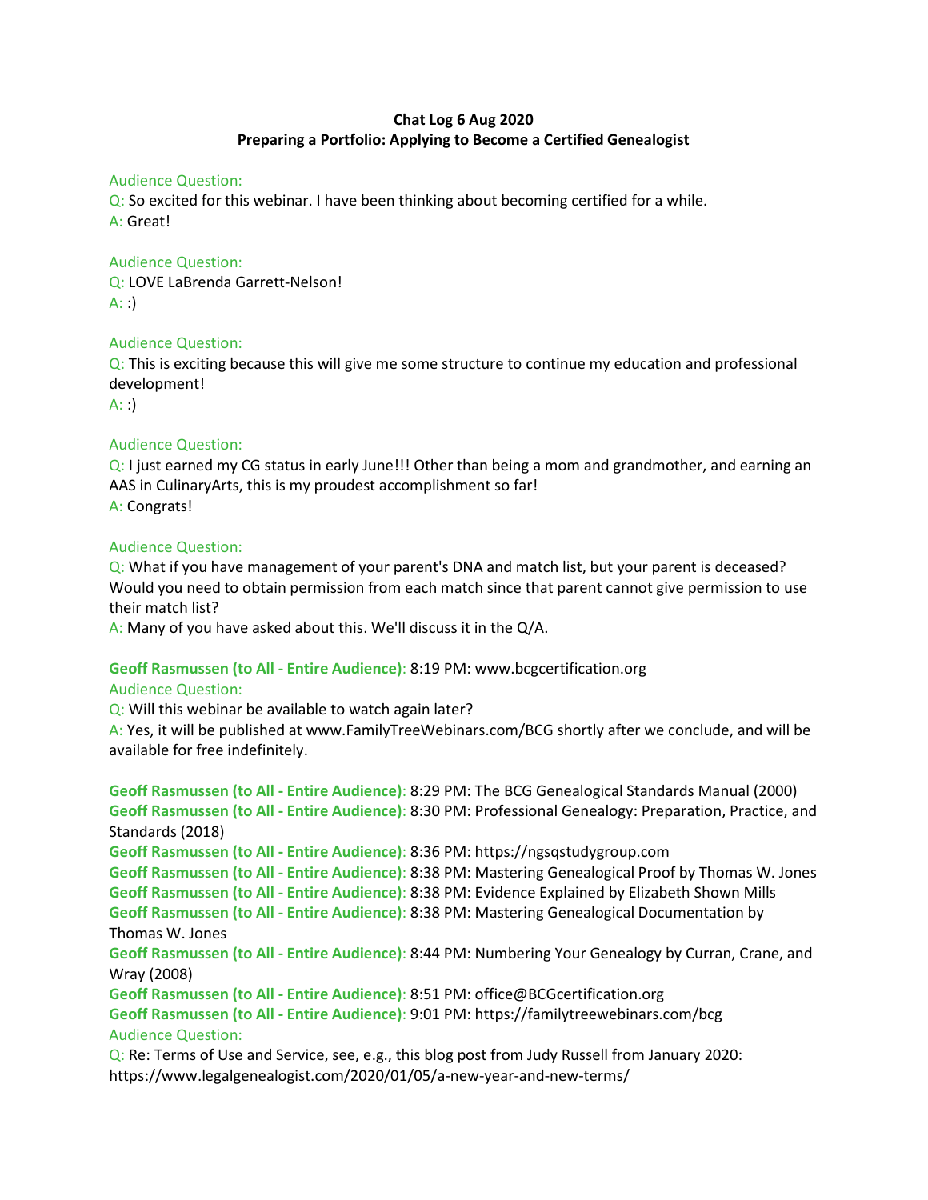**Chat Log 6 Aug 2020**
**Preparing a Portfolio: Applying to Become a Certified Genealogist**

Audience Question:
Q: So excited for this webinar. I have been thinking about becoming certified for a while.
A: Great!

Audience Question:
Q: LOVE LaBrenda Garrett-Nelson!
A: :)

Audience Question:
Q: This is exciting because this will give me some structure to continue my education and professional development!
A: :)

Audience Question:
Q: I just earned my CG status in early June!!! Other than being a mom and grandmother, and earning an AAS in CulinaryArts, this is my proudest accomplishment so far!
A: Congrats!

Audience Question:
Q: What if you have management of your parent's DNA and match list, but your parent is deceased? Would you need to obtain permission from each match since that parent cannot give permission to use their match list?
A: Many of you have asked about this. We'll discuss it in the Q/A.

**Geoff Rasmussen (to All - Entire Audience)**: 8:19 PM: www.bcgcertification.org
Audience Question:
Q: Will this webinar be available to watch again later?
A: Yes, it will be published at www.FamilyTreeWebinars.com/BCG shortly after we conclude, and will be available for free indefinitely.

**Geoff Rasmussen (to All - Entire Audience)**: 8:29 PM: The BCG Genealogical Standards Manual (2000)
**Geoff Rasmussen (to All - Entire Audience)**: 8:30 PM: Professional Genealogy: Preparation, Practice, and Standards (2018)
**Geoff Rasmussen (to All - Entire Audience)**: 8:36 PM: https://ngsqstudygroup.com
**Geoff Rasmussen (to All - Entire Audience)**: 8:38 PM: Mastering Genealogical Proof by Thomas W. Jones
**Geoff Rasmussen (to All - Entire Audience)**: 8:38 PM: Evidence Explained by Elizabeth Shown Mills
**Geoff Rasmussen (to All - Entire Audience)**: 8:38 PM: Mastering Genealogical Documentation by Thomas W. Jones
**Geoff Rasmussen (to All - Entire Audience)**: 8:44 PM: Numbering Your Genealogy by Curran, Crane, and Wray (2008)
**Geoff Rasmussen (to All - Entire Audience)**: 8:51 PM: office@BCGcertification.org
**Geoff Rasmussen (to All - Entire Audience)**: 9:01 PM: https://familytreewebinars.com/bcg
Audience Question:
Q: Re: Terms of Use and Service, see, e.g., this blog post from Judy Russell from January 2020: https://www.legalgenealogist.com/2020/01/05/a-new-year-and-new-terms/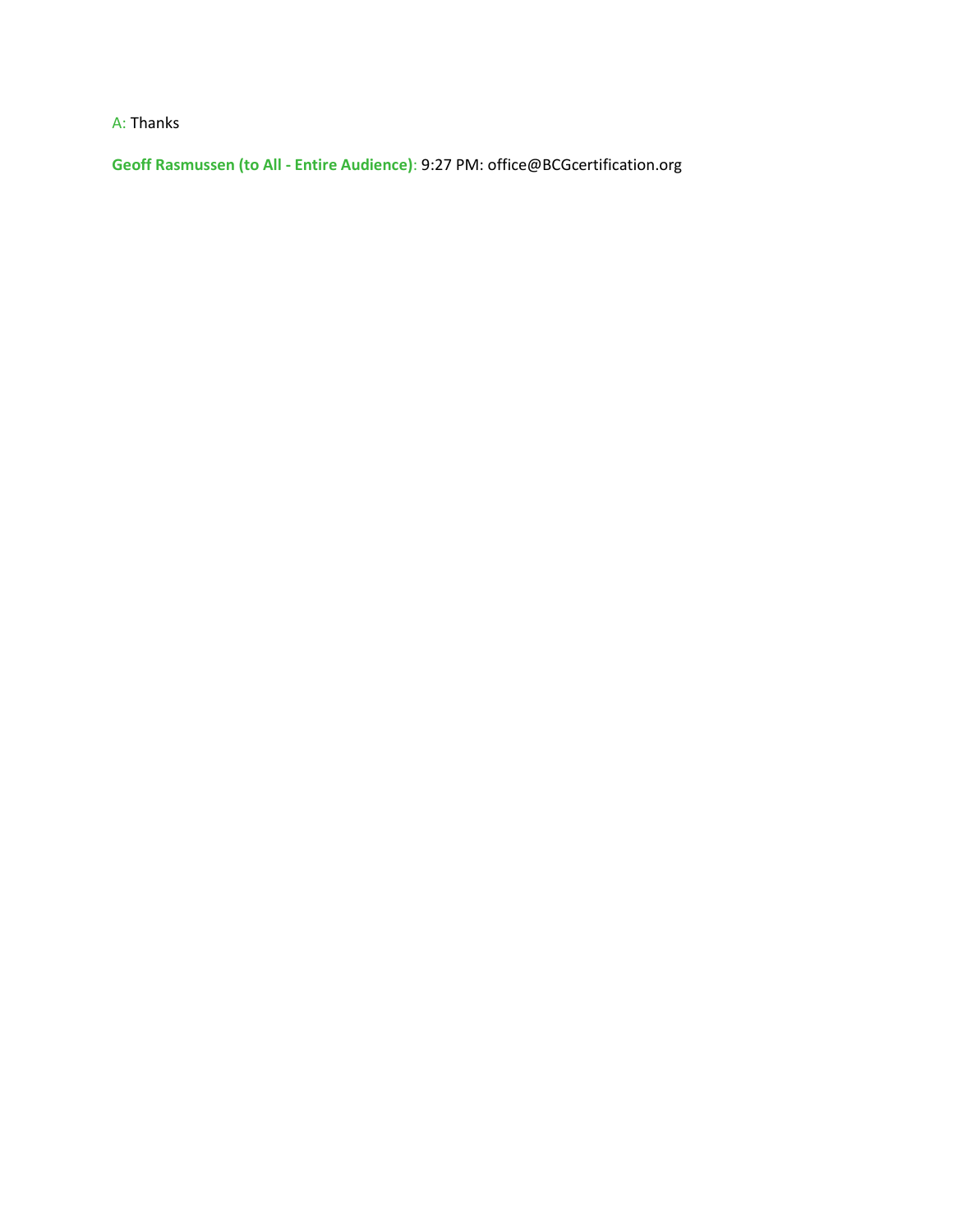A: Thanks

**Geoff Rasmussen (to All - Entire Audience)**: 9:27 PM: office@BCGcertification.org